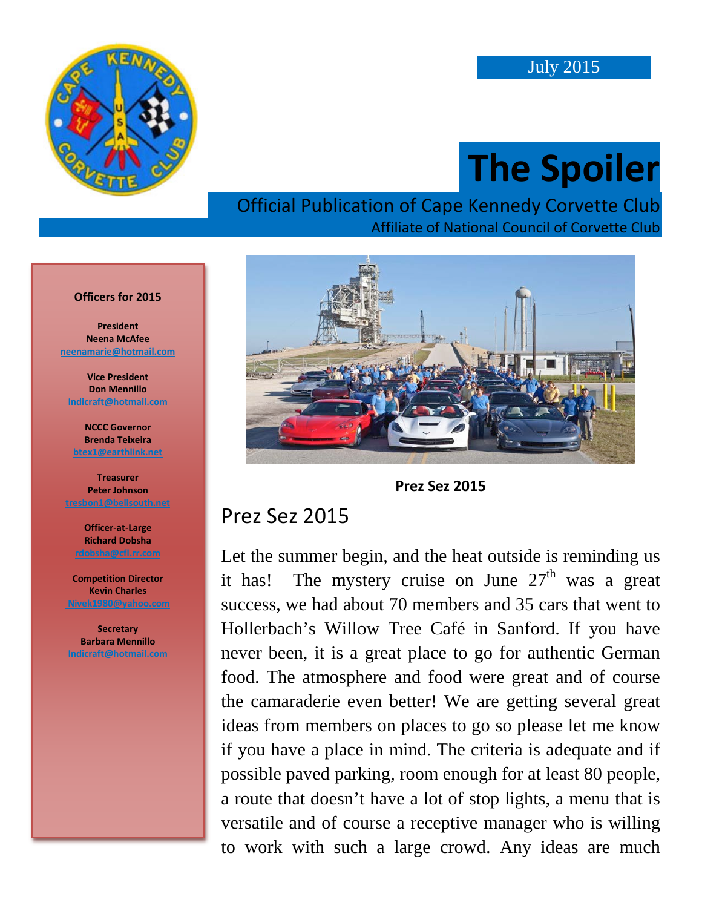July 2015

# The Spoiler

Official Publication of Cape Kennedy Corvette Club

Affiliate of National Council of Corvette Club

**Officers for 2015**

**President**
**Neena McAfee**
neenamarie@hotmail.com

**Vice President**
**Don Mennillo**
Indicraft@hotmail.com

**NCCC Governor**
**Brenda Teixeira**
btex1@earthlink.net

**Treasurer**
**Peter Johnson**
tresbon1@bellsouth.net

**Officer-at-Large**
**Richard Dobsha**
rdobsha@cfl.rr.com

**Competition Director**
**Kevin Charles**
Nivek1980@yahoo.com

**Secretary**
**Barbara Mennillo**
Indicraft@hotmail.com

**Prez Sez 2015**

## Prez Sez 2015

Let the summer begin, and the heat outside is reminding us it has! The mystery cruise on June 27th was a great success, we had about 70 members and 35 cars that went to Hollerbach's Willow Tree Café in Sanford. If you have never been, it is a great place to go for authentic German food. The atmosphere and food were great and of course the camaraderie even better! We are getting several great ideas from members on places to go so please let me know if you have a place in mind. The criteria is adequate and if possible paved parking, room enough for at least 80 people, a route that doesn't have a lot of stop lights, a menu that is versatile and of course a receptive manager who is willing to work with such a large crowd. Any ideas are much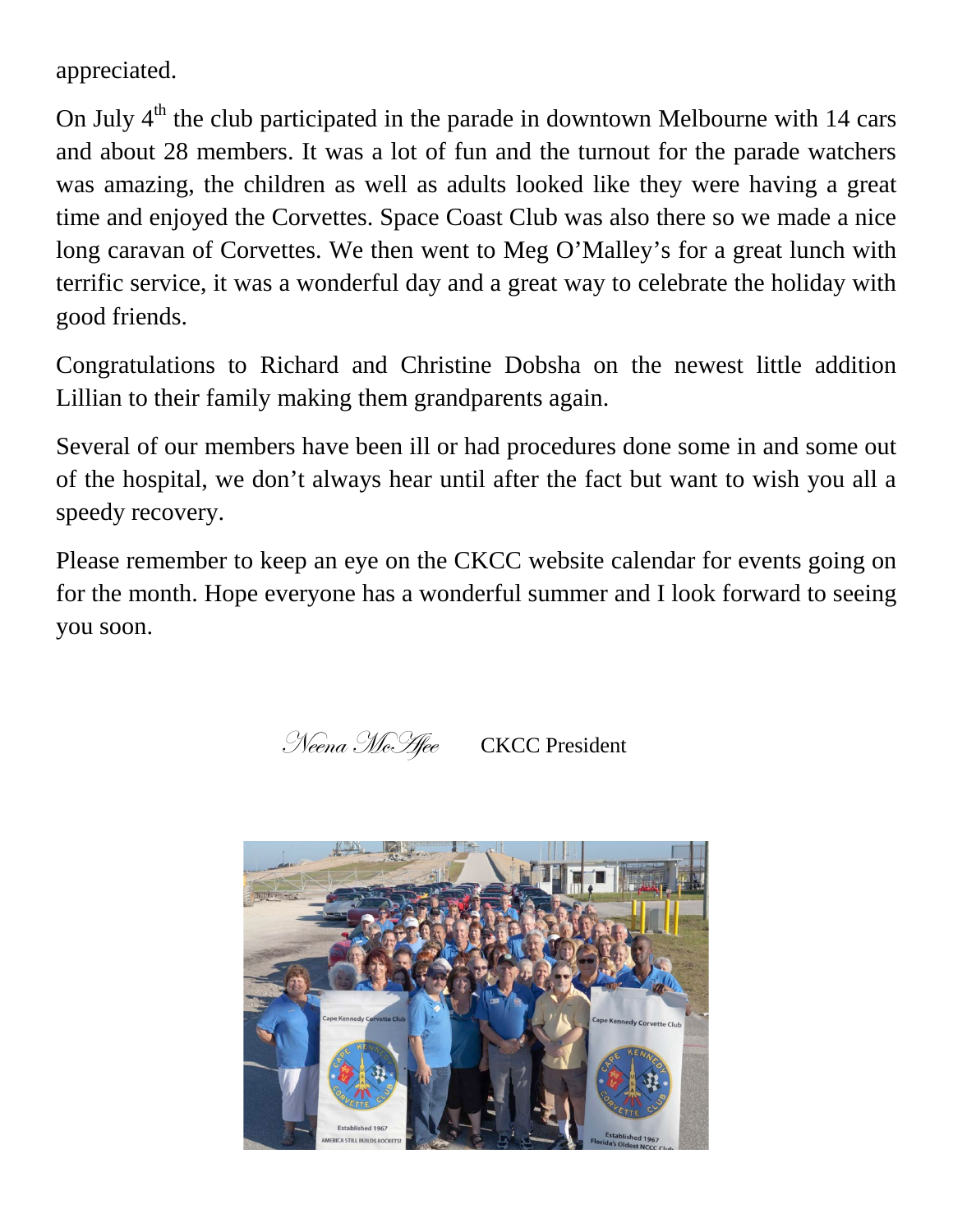appreciated.

On July 4th the club participated in the parade in downtown Melbourne with 14 cars and about 28 members. It was a lot of fun and the turnout for the parade watchers was amazing, the children as well as adults looked like they were having a great time and enjoyed the Corvettes. Space Coast Club was also there so we made a nice long caravan of Corvettes. We then went to Meg O'Malley's for a great lunch with terrific service, it was a wonderful day and a great way to celebrate the holiday with good friends.

Congratulations to Richard and Christine Dobsha on the newest little addition Lillian to their family making them grandparents again.

Several of our members have been ill or had procedures done some in and some out of the hospital, we don't always hear until after the fact but want to wish you all a speedy recovery.

Please remember to keep an eye on the CKCC website calendar for events going on for the month. Hope everyone has a wonderful summer and I look forward to seeing you soon.

*Neena McAfee* CKCC President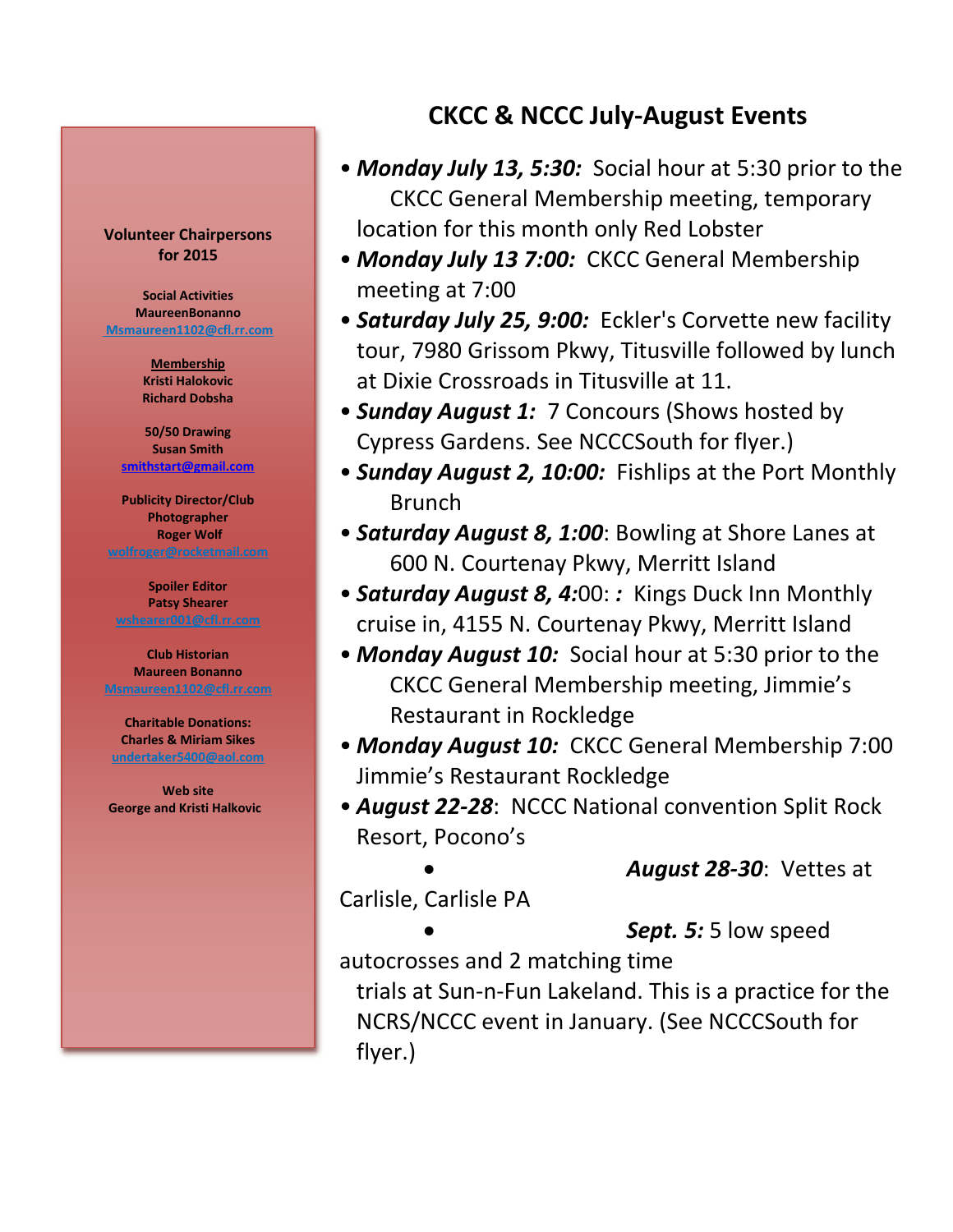**Volunteer Chairpersons for 2015**

**Social Activities**
**MaureenBonanno**
Msmaureen1102@cfl.rr.com

**Membership**
**Kristi Halokovic**
**Richard Dobsha**

**50/50 Drawing**
**Susan Smith**
smithstart@gmail.com

**Publicity Director/Club Photographer**
**Roger Wolf**
wolfroger@rocketmail.com

**Spoiler Editor**
**Patsy Shearer**
wshearer001@cfl.rr.com

**Club Historian**
**Maureen Bonanno**
Msmaureen1102@cfl.rr.com

**Charitable Donations:**
**Charles & Miriam Sikes**
undertaker5400@aol.com

**Web site**
**George and Kristi Halkovic**

## CKCC & NCCC July-August Events

- ***Monday July 13, 5:30:*** Social hour at 5:30 prior to the CKCC General Membership meeting, temporary location for this month only Red Lobster
- ***Monday July 13 7:00:*** CKCC General Membership meeting at 7:00
- ***Saturday July 25, 9:00:*** Eckler's Corvette new facility tour, 7980 Grissom Pkwy, Titusville followed by lunch at Dixie Crossroads in Titusville at 11.
- ***Sunday August 1:*** 7 Concours (Shows hosted by Cypress Gardens. See NCCCSouth for flyer.)
- ***Sunday August 2, 10:00:*** Fishlips at the Port Monthly Brunch
- ***Saturday August 8, 1:00***: Bowling at Shore Lanes at 600 N. Courtenay Pkwy, Merritt Island
- ***Saturday August 8, 4:***00: ***:*** Kings Duck Inn Monthly cruise in, 4155 N. Courtenay Pkwy, Merritt Island
- ***Monday August 10:*** Social hour at 5:30 prior to the CKCC General Membership meeting, Jimmie's Restaurant in Rockledge
- ***Monday August 10:*** CKCC General Membership 7:00 Jimmie's Restaurant Rockledge
- ***August 22-28***: NCCC National convention Split Rock Resort, Pocono's
- ***August 28-30***: Vettes at Carlisle, Carlisle PA
- ***Sept. 5:*** 5 low speed autocrosses and 2 matching time trials at Sun-n-Fun Lakeland. This is a practice for the NCRS/NCCC event in January. (See NCCCSouth for flyer.)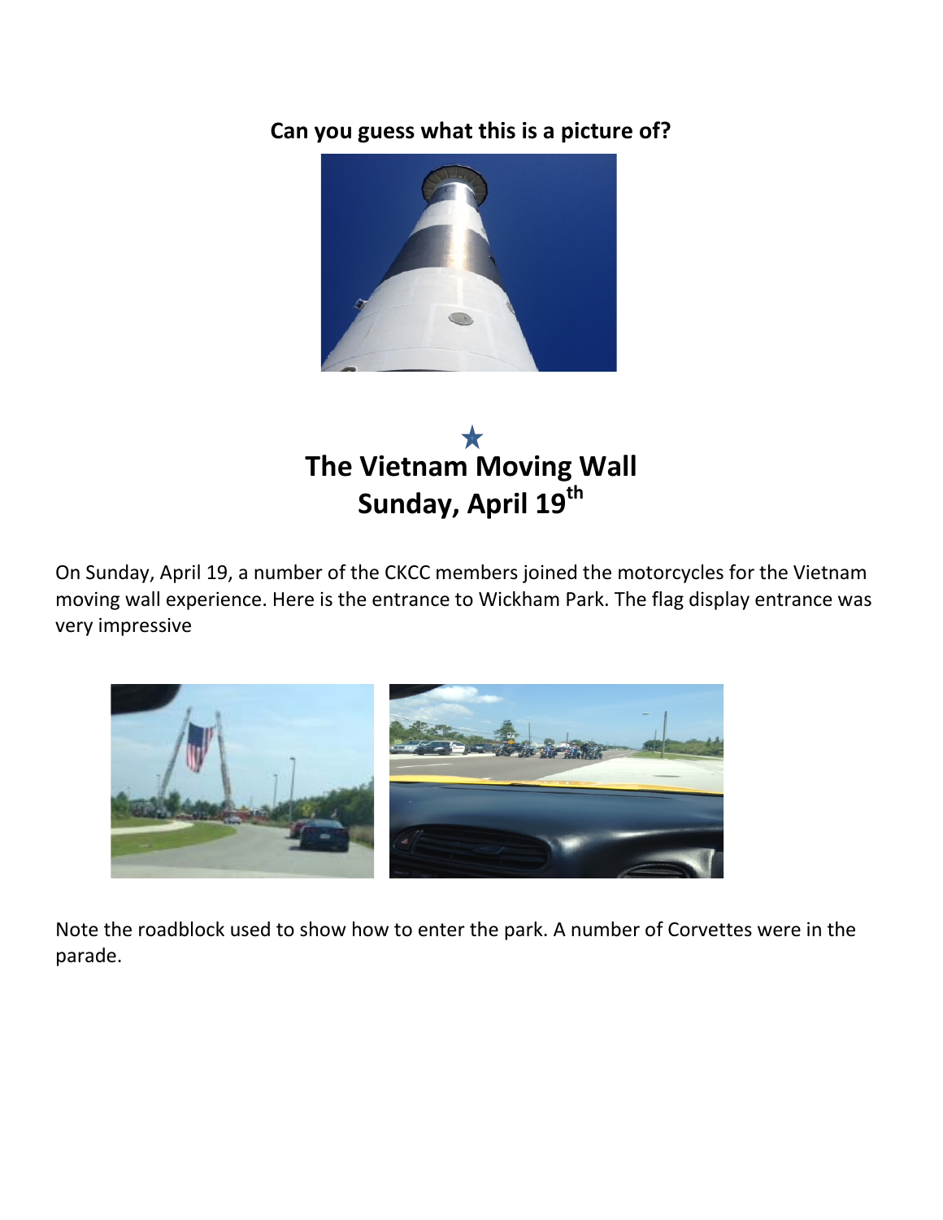**Can you guess what this is a picture of?**

★

# The Vietnam Moving Wall
## Sunday, April 19th

On Sunday, April 19, a number of the CKCC members joined the motorcycles for the Vietnam moving wall experience. Here is the entrance to Wickham Park. The flag display entrance was very impressive

Note the roadblock used to show how to enter the park. A number of Corvettes were in the parade.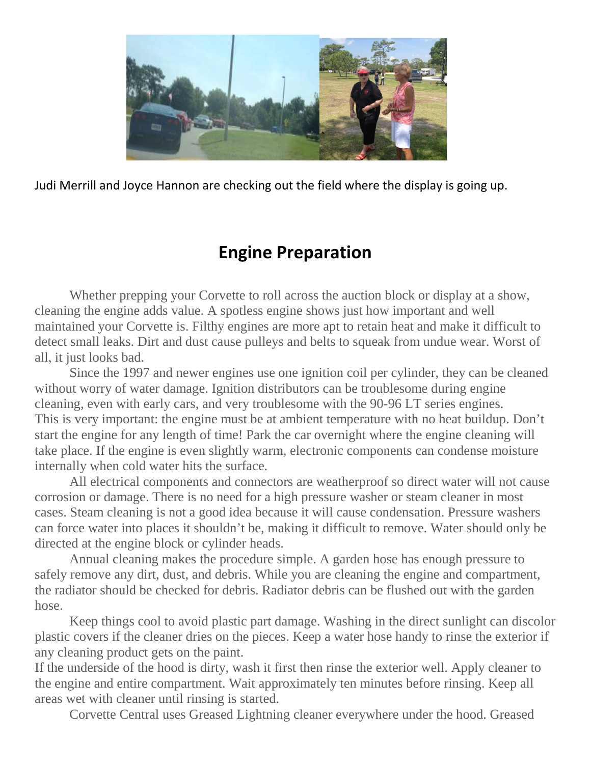Judi Merrill and Joyce Hannon are checking out the field where the display is going up.

## Engine Preparation

Whether prepping your Corvette to roll across the auction block or display at a show, cleaning the engine adds value. A spotless engine shows just how important and well maintained your Corvette is. Filthy engines are more apt to retain heat and make it difficult to detect small leaks. Dirt and dust cause pulleys and belts to squeak from undue wear. Worst of all, it just looks bad.

Since the 1997 and newer engines use one ignition coil per cylinder, they can be cleaned without worry of water damage. Ignition distributors can be troublesome during engine cleaning, even with early cars, and very troublesome with the 90-96 LT series engines. This is very important: the engine must be at ambient temperature with no heat buildup. Don't start the engine for any length of time! Park the car overnight where the engine cleaning will take place. If the engine is even slightly warm, electronic components can condense moisture internally when cold water hits the surface.

All electrical components and connectors are weatherproof so direct water will not cause corrosion or damage. There is no need for a high pressure washer or steam cleaner in most cases. Steam cleaning is not a good idea because it will cause condensation. Pressure washers can force water into places it shouldn't be, making it difficult to remove. Water should only be directed at the engine block or cylinder heads.

Annual cleaning makes the procedure simple. A garden hose has enough pressure to safely remove any dirt, dust, and debris. While you are cleaning the engine and compartment, the radiator should be checked for debris. Radiator debris can be flushed out with the garden hose.

Keep things cool to avoid plastic part damage. Washing in the direct sunlight can discolor plastic covers if the cleaner dries on the pieces. Keep a water hose handy to rinse the exterior if any cleaning product gets on the paint.

If the underside of the hood is dirty, wash it first then rinse the exterior well. Apply cleaner to the engine and entire compartment. Wait approximately ten minutes before rinsing. Keep all areas wet with cleaner until rinsing is started.

Corvette Central uses Greased Lightning cleaner everywhere under the hood. Greased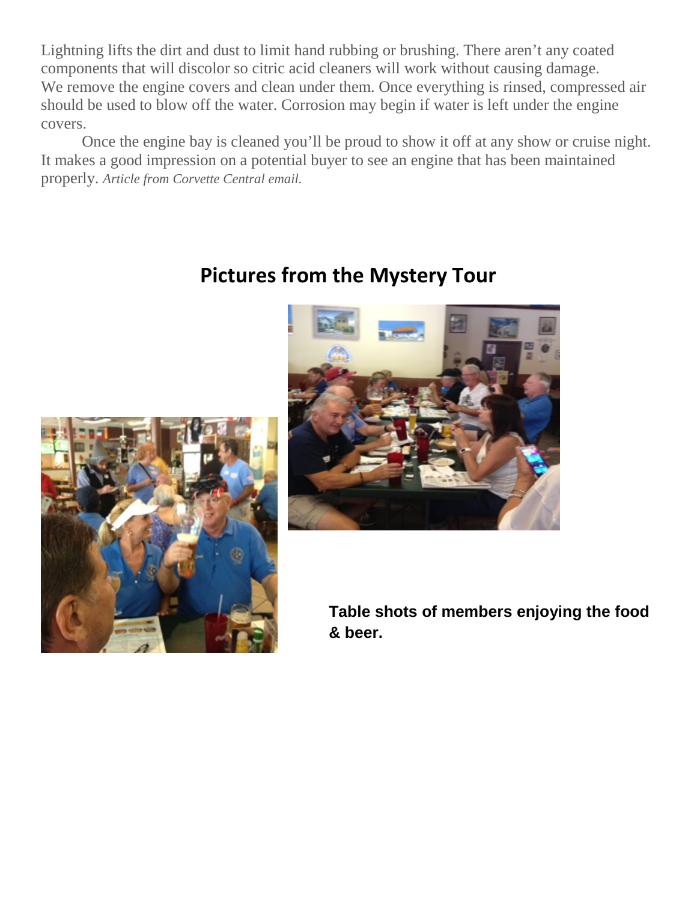Lightning lifts the dirt and dust to limit hand rubbing or brushing. There aren't any coated components that will discolor so citric acid cleaners will work without causing damage. We remove the engine covers and clean under them. Once everything is rinsed, compressed air should be used to blow off the water. Corrosion may begin if water is left under the engine covers.

Once the engine bay is cleaned you'll be proud to show it off at any show or cruise night. It makes a good impression on a potential buyer to see an engine that has been maintained properly. *Article from Corvette Central email.*

## Pictures from the Mystery Tour

**Table shots of members enjoying the food & beer.**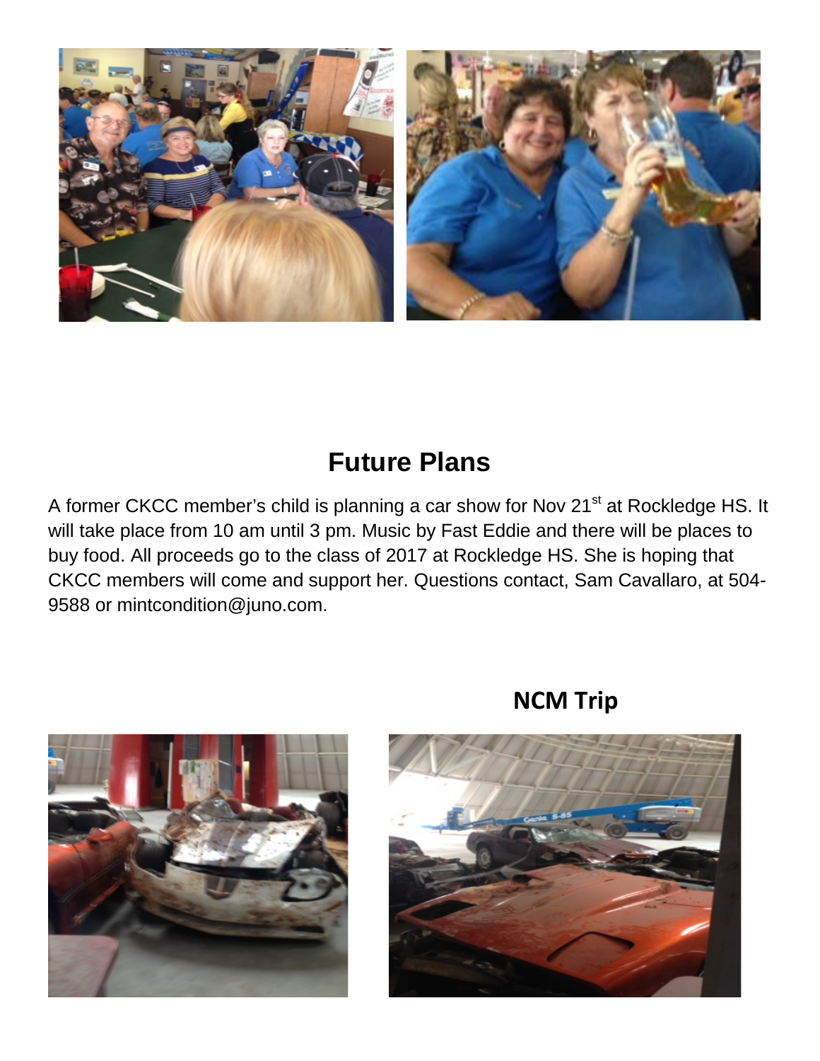## Future Plans

A former CKCC member's child is planning a car show for Nov 21st at Rockledge HS. It will take place from 10 am until 3 pm. Music by Fast Eddie and there will be places to buy food. All proceeds go to the class of 2017 at Rockledge HS. She is hoping that CKCC members will come and support her. Questions contact, Sam Cavallaro, at 504-9588 or mintcondition@juno.com.

## NCM Trip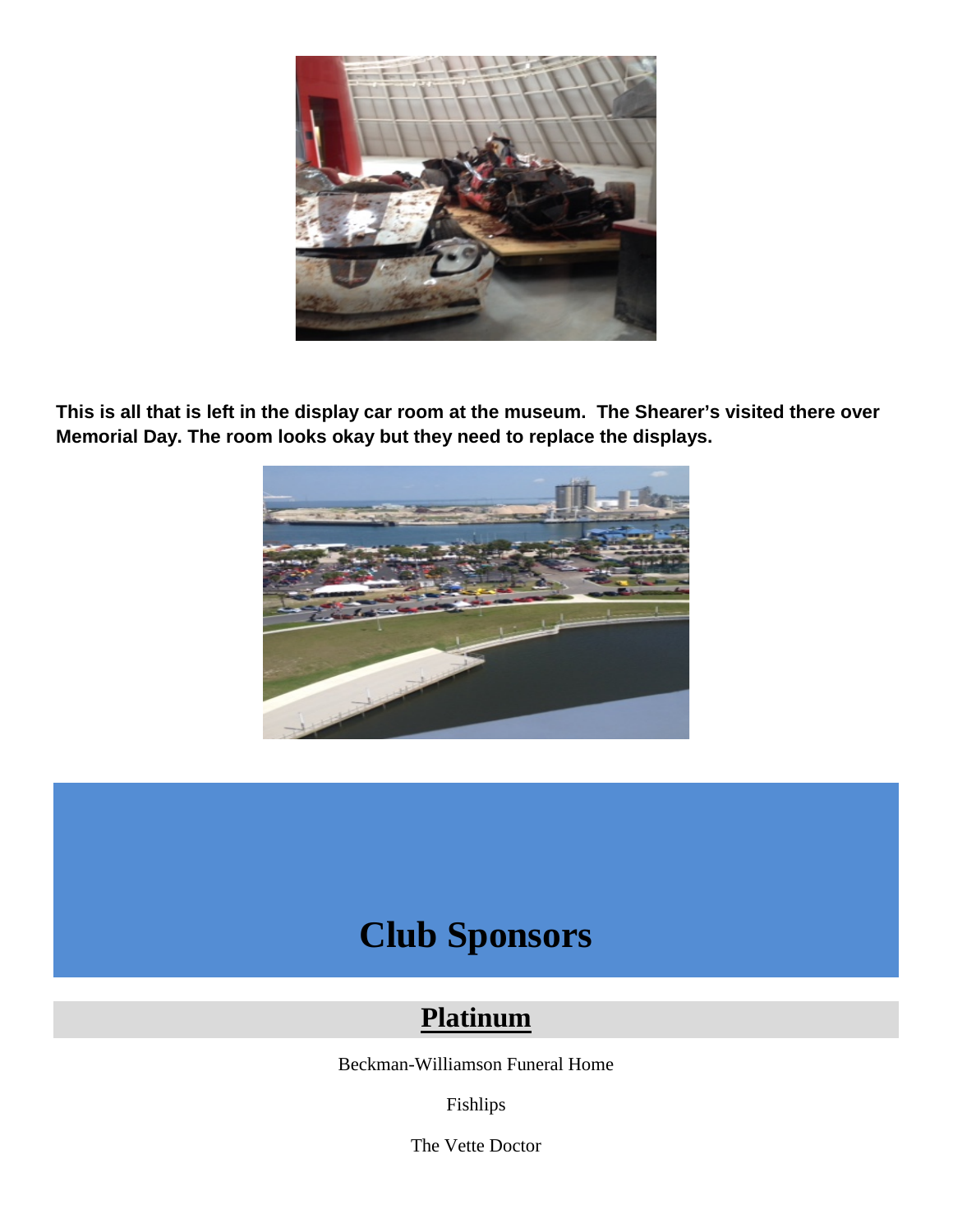**This is all that is left in the display car room at the museum. The Shearer's visited there over Memorial Day. The room looks okay but they need to replace the displays.**

# Club Sponsors

## Platinum

Beckman-Williamson Funeral Home

Fishlips

The Vette Doctor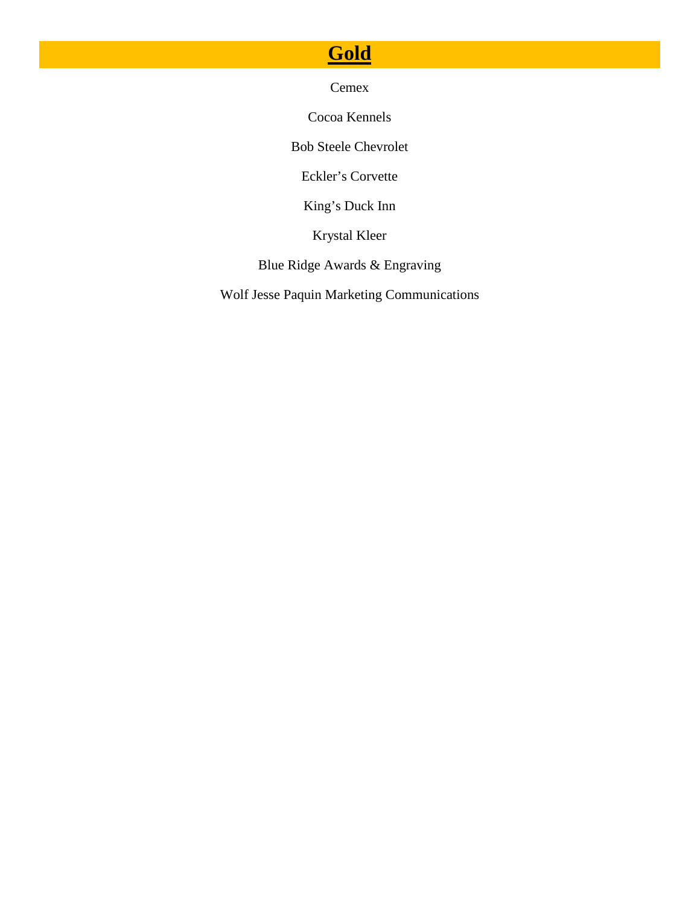# **Gold**

Cemex

Cocoa Kennels

Bob Steele Chevrolet

Eckler’s Corvette

King’s Duck Inn

Krystal Kleer

Blue Ridge Awards & Engraving

Wolf Jesse Paquin Marketing Communications